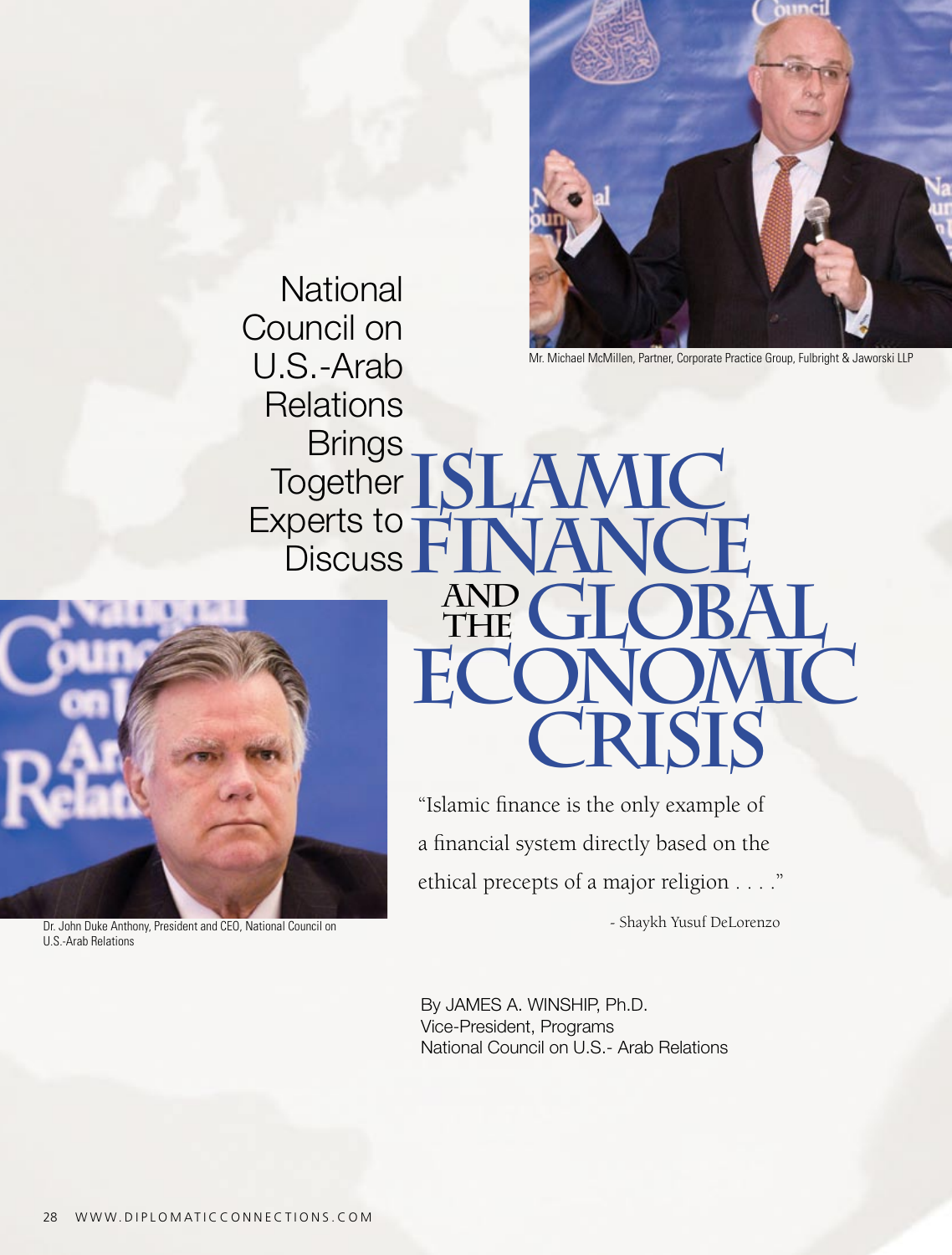# National Council on U.S.-Arab Relations Brings Together Experts to Discuss Islamic Finance and the Global Economic Crisis

Mr. Michael McMillen, Partner, Corporate Practice Group, Fulbright & Jaworski LLP

Dr. John Duke Anthony, President and CEO, National Council on U.S.-Arab Relations

"Islamic finance is the only example of a financial system directly based on the ethical precepts of a major religion . . . ."

- Shaykh Yusuf DeLorenzo

By JAMES A. WINSHIP, Ph.D.
Vice-President, Programs
National Council on U.S.- Arab Relations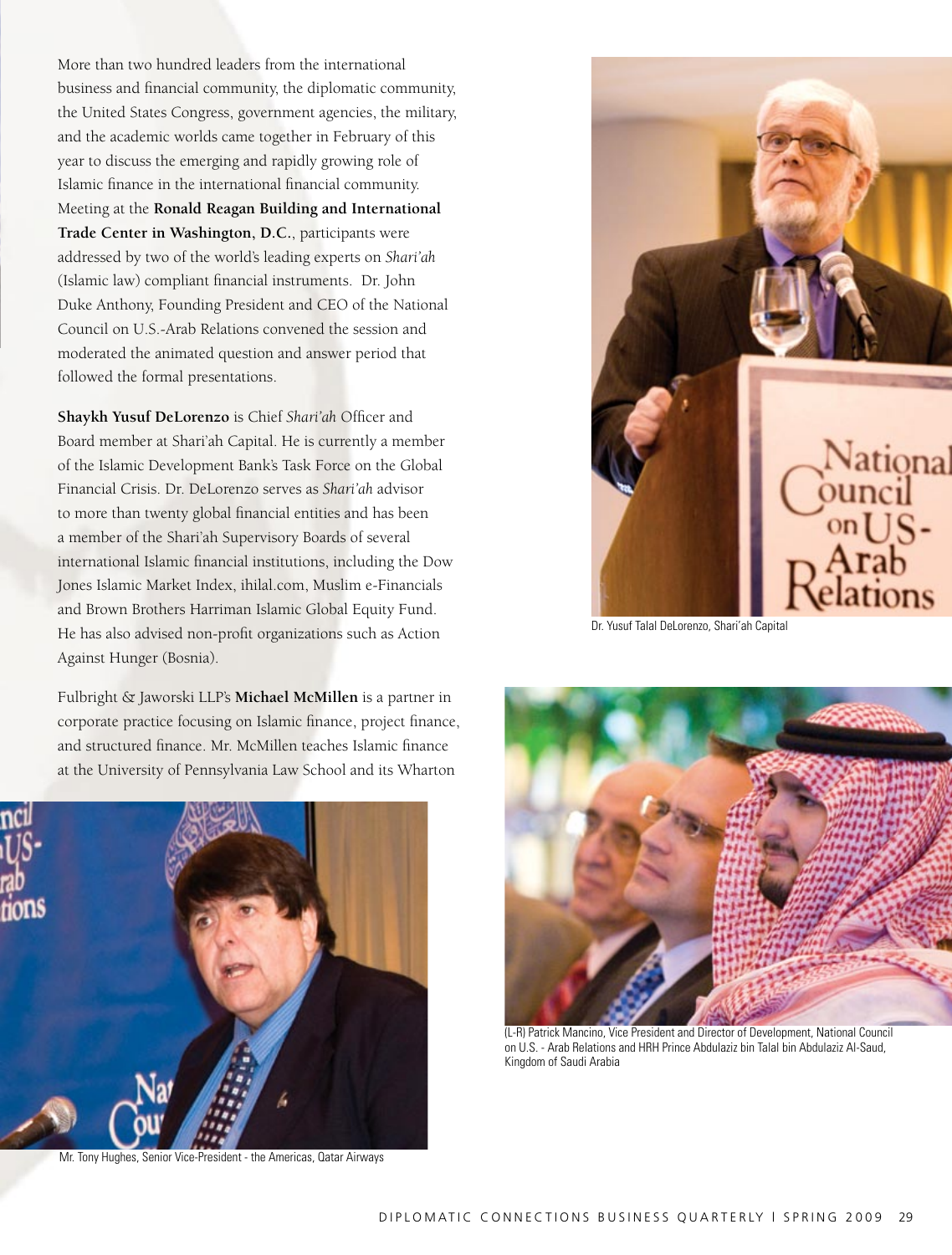More than two hundred leaders from the international business and financial community, the diplomatic community, the United States Congress, government agencies, the military, and the academic worlds came together in February of this year to discuss the emerging and rapidly growing role of Islamic finance in the international financial community. Meeting at the **Ronald Reagan Building and International Trade Center in Washington, D.C.**, participants were addressed by two of the world's leading experts on *Shari'ah* (Islamic law) compliant financial instruments. Dr. John Duke Anthony, Founding President and CEO of the National Council on U.S.-Arab Relations convened the session and moderated the animated question and answer period that followed the formal presentations.

**Shaykh Yusuf DeLorenzo** is Chief *Shari'ah* Officer and Board member at Shari'ah Capital. He is currently a member of the Islamic Development Bank's Task Force on the Global Financial Crisis. Dr. DeLorenzo serves as *Shari'ah* advisor to more than twenty global financial entities and has been a member of the Shari'ah Supervisory Boards of several international Islamic financial institutions, including the Dow Jones Islamic Market Index, ihilal.com, Muslim e-Financials and Brown Brothers Harriman Islamic Global Equity Fund. He has also advised non-profit organizations such as Action Against Hunger (Bosnia).

Fulbright & Jaworski LLP's **Michael McMillen** is a partner in corporate practice focusing on Islamic finance, project finance, and structured finance. Mr. McMillen teaches Islamic finance at the University of Pennsylvania Law School and its Wharton

Dr. Yusuf Talal DeLorenzo, Shari'ah Capital

(L-R) Patrick Mancino, Vice President and Director of Development, National Council on U.S. - Arab Relations and HRH Prince Abdulaziz bin Talal bin Abdulaziz Al-Saud, Kingdom of Saudi Arabia

Mr. Tony Hughes, Senior Vice-President - the Americas, Qatar Airways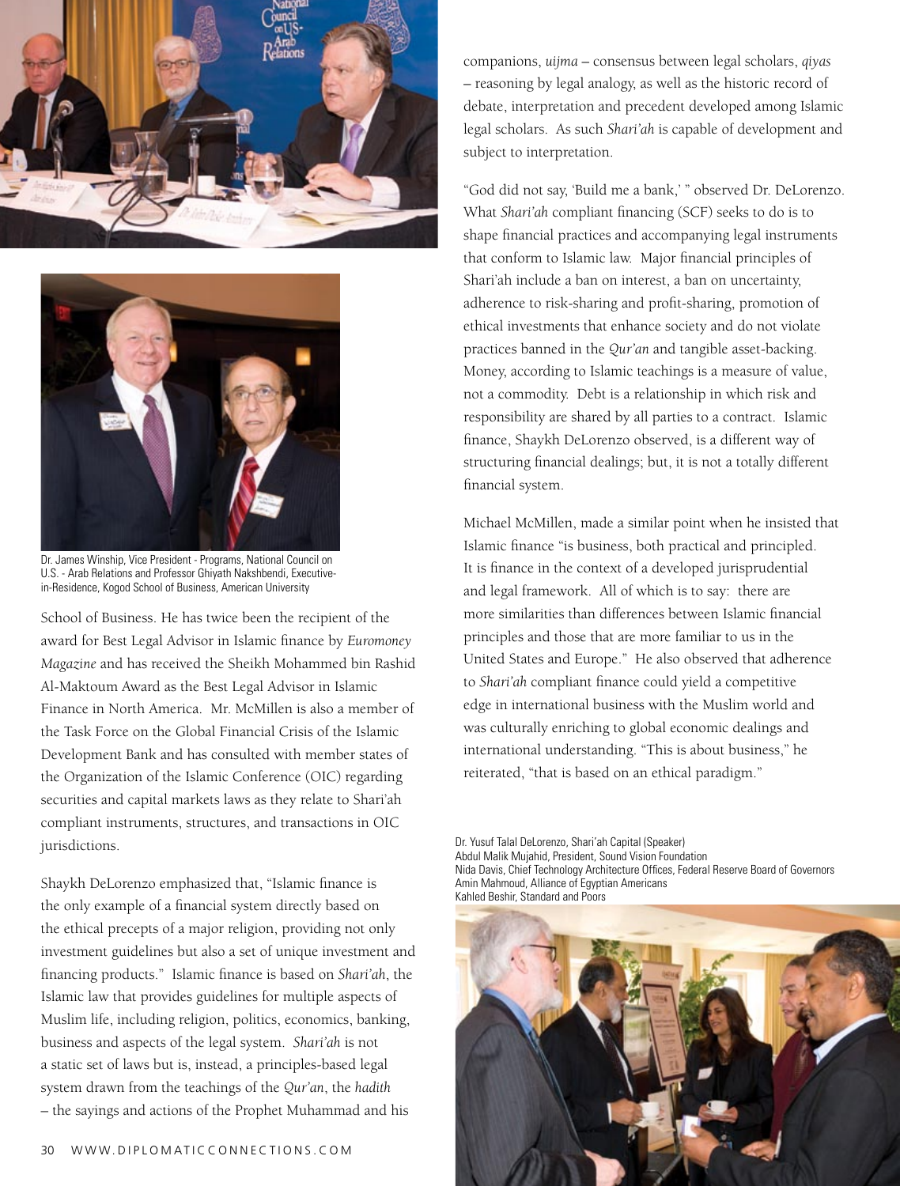Dr. James Winship, Vice President - Programs, National Council on U.S. - Arab Relations and Professor Ghiyath Nakshbendi, Executive-in-Residence, Kogod School of Business, American University

School of Business. He has twice been the recipient of the award for Best Legal Advisor in Islamic finance by *Euromoney Magazine* and has received the Sheikh Mohammed bin Rashid Al-Maktoum Award as the Best Legal Advisor in Islamic Finance in North America. Mr. McMillen is also a member of the Task Force on the Global Financial Crisis of the Islamic Development Bank and has consulted with member states of the Organization of the Islamic Conference (OIC) regarding securities and capital markets laws as they relate to Shari'ah compliant instruments, structures, and transactions in OIC jurisdictions.

Shaykh DeLorenzo emphasized that, "Islamic finance is the only example of a financial system directly based on the ethical precepts of a major religion, providing not only investment guidelines but also a set of unique investment and financing products." Islamic finance is based on *Shari'ah*, the Islamic law that provides guidelines for multiple aspects of Muslim life, including religion, politics, economics, banking, business and aspects of the legal system. *Shari'ah* is not a static set of laws but is, instead, a principles-based legal system drawn from the teachings of the *Qur'an*, the *hadith* – the sayings and actions of the Prophet Muhammad and his companions, *uijma* – consensus between legal scholars, *qiyas* – reasoning by legal analogy, as well as the historic record of debate, interpretation and precedent developed among Islamic legal scholars. As such *Shari'ah* is capable of development and subject to interpretation.

"God did not say, 'Build me a bank,' " observed Dr. DeLorenzo. What *Shari'ah* compliant financing (SCF) seeks to do is to shape financial practices and accompanying legal instruments that conform to Islamic law. Major financial principles of Shari'ah include a ban on interest, a ban on uncertainty, adherence to risk-sharing and profit-sharing, promotion of ethical investments that enhance society and do not violate practices banned in the *Qur'an* and tangible asset-backing. Money, according to Islamic teachings is a measure of value, not a commodity. Debt is a relationship in which risk and responsibility are shared by all parties to a contract. Islamic finance, Shaykh DeLorenzo observed, is a different way of structuring financial dealings; but, it is not a totally different financial system.

Michael McMillen, made a similar point when he insisted that Islamic finance "is business, both practical and principled. It is finance in the context of a developed jurisprudential and legal framework. All of which is to say: there are more similarities than differences between Islamic financial principles and those that are more familiar to us in the United States and Europe." He also observed that adherence to *Shari'ah* compliant finance could yield a competitive edge in international business with the Muslim world and was culturally enriching to global economic dealings and international understanding. "This is about business," he reiterated, "that is based on an ethical paradigm."

Dr. Yusuf Talal DeLorenzo, Shari'ah Capital (Speaker)
Abdul Malik Mujahid, President, Sound Vision Foundation
Nida Davis, Chief Technology Architecture Offices, Federal Reserve Board of Governors
Amin Mahmoud, Alliance of Egyptian Americans
Kahled Beshir, Standard and Poors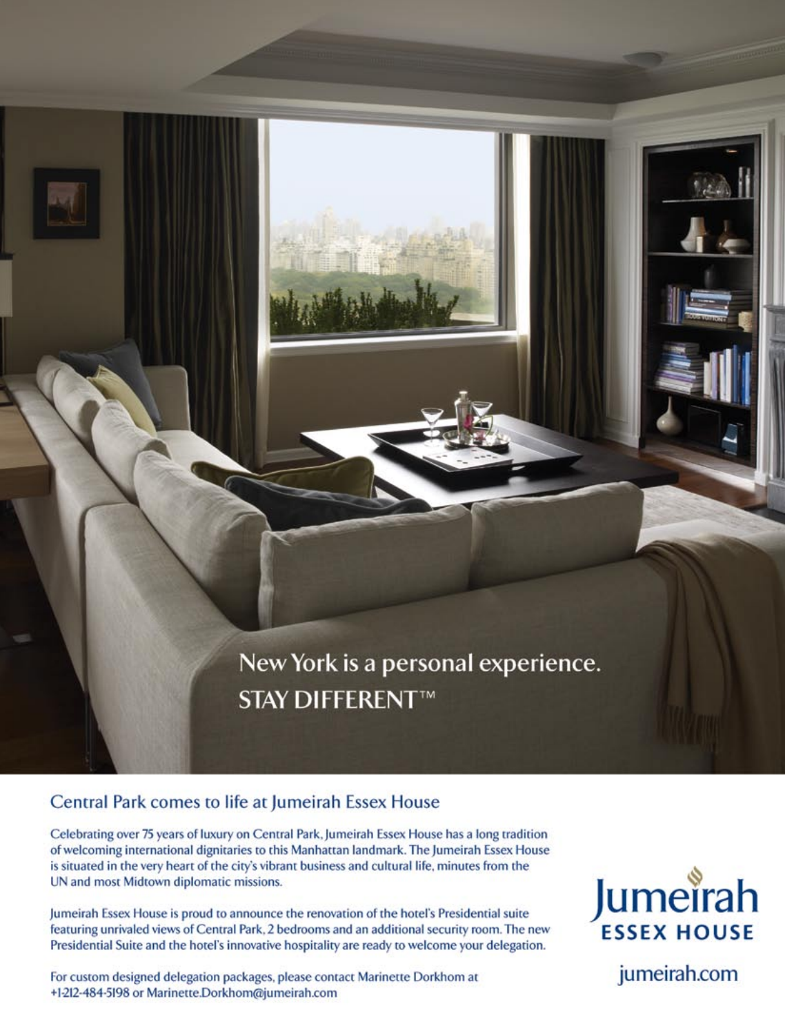New York is a personal experience.
STAY DIFFERENT™

## Central Park comes to life at Jumeirah Essex House

Celebrating over 75 years of luxury on Central Park, Jumeirah Essex House has a long tradition of welcoming international dignitaries to this Manhattan landmark. The Jumeirah Essex House is situated in the very heart of the city's vibrant business and cultural life, minutes from the UN and most Midtown diplomatic missions.

Jumeirah Essex House is proud to announce the renovation of the hotel's Presidential suite featuring unrivaled views of Central Park, 2 bedrooms and an additional security room. The new Presidential Suite and the hotel's innovative hospitality are ready to welcome your delegation.

For custom designed delegation packages, please contact Marinette Dorkhom at +1-212-484-5198 or Marinette.Dorkhom@jumeirah.com

Jumeirah
ESSEX HOUSE

jumeirah.com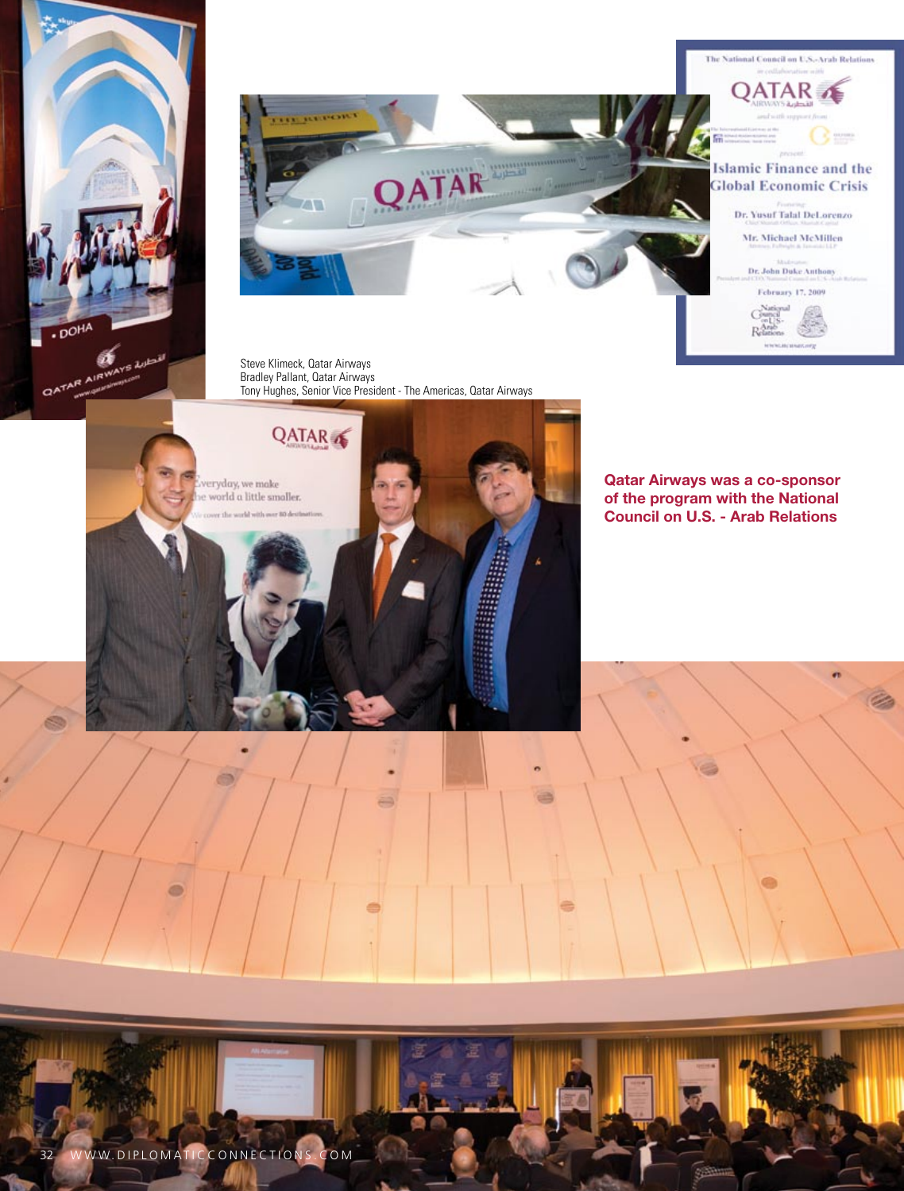Steve Klimeck, Qatar Airways
Bradley Pallant, Qatar Airways
Tony Hughes, Senior Vice President - The Americas, Qatar Airways

**Qatar Airways was a co-sponsor of the program with the National Council on U.S. - Arab Relations**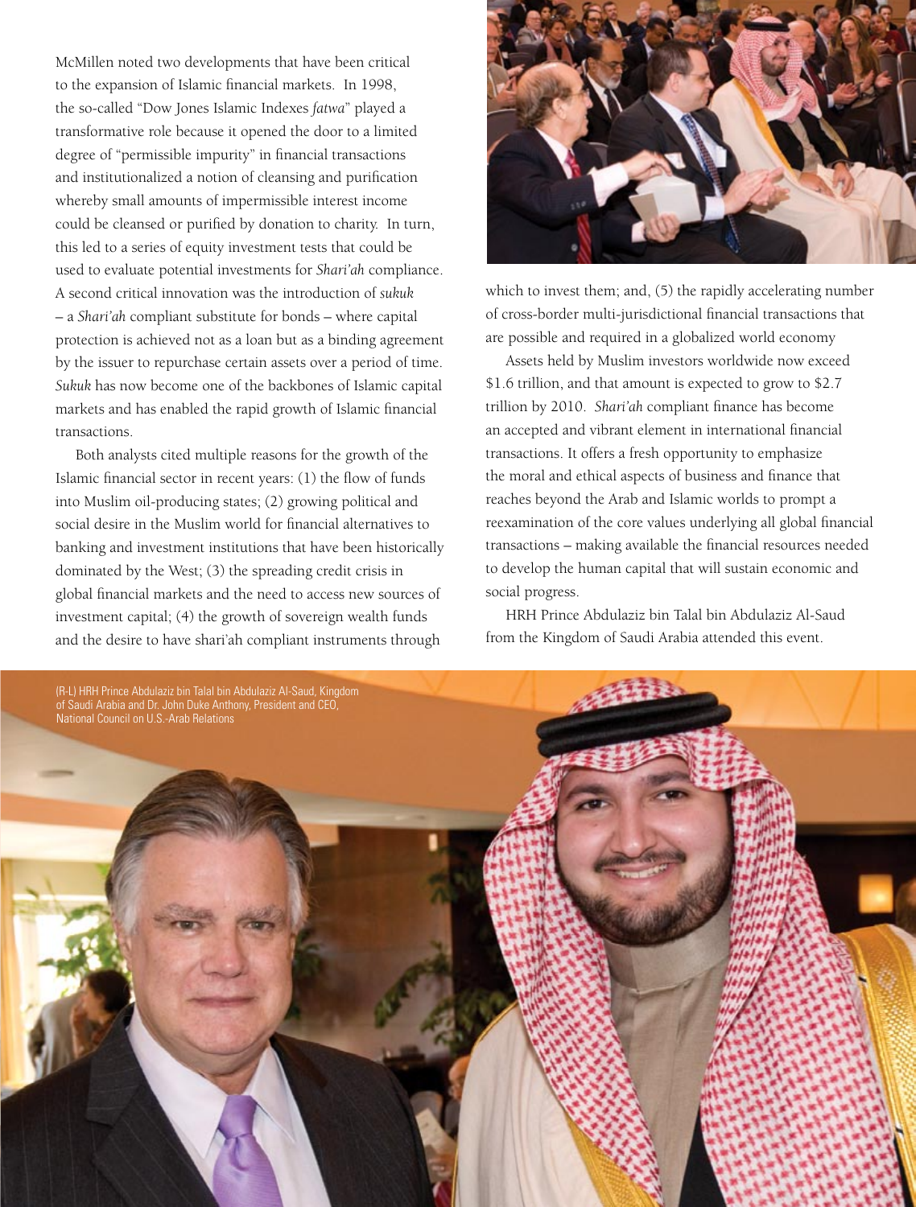McMillen noted two developments that have been critical to the expansion of Islamic financial markets. In 1998, the so-called "Dow Jones Islamic Indexes *fatwa*" played a transformative role because it opened the door to a limited degree of "permissible impurity" in financial transactions and institutionalized a notion of cleansing and purification whereby small amounts of impermissible interest income could be cleansed or purified by donation to charity. In turn, this led to a series of equity investment tests that could be used to evaluate potential investments for *Shari'ah* compliance. A second critical innovation was the introduction of *sukuk* – a *Shari'ah* compliant substitute for bonds – where capital protection is achieved not as a loan but as a binding agreement by the issuer to repurchase certain assets over a period of time. *Sukuk* has now become one of the backbones of Islamic capital markets and has enabled the rapid growth of Islamic financial transactions.

Both analysts cited multiple reasons for the growth of the Islamic financial sector in recent years: (1) the flow of funds into Muslim oil-producing states; (2) growing political and social desire in the Muslim world for financial alternatives to banking and investment institutions that have been historically dominated by the West; (3) the spreading credit crisis in global financial markets and the need to access new sources of investment capital; (4) the growth of sovereign wealth funds and the desire to have shari'ah compliant instruments through which to invest them; and, (5) the rapidly accelerating number of cross-border multi-jurisdictional financial transactions that are possible and required in a globalized world economy

Assets held by Muslim investors worldwide now exceed \$1.6 trillion, and that amount is expected to grow to \$2.7 trillion by 2010. *Shari'ah* compliant finance has become an accepted and vibrant element in international financial transactions. It offers a fresh opportunity to emphasize the moral and ethical aspects of business and finance that reaches beyond the Arab and Islamic worlds to prompt a reexamination of the core values underlying all global financial transactions – making available the financial resources needed to develop the human capital that will sustain economic and social progress.

HRH Prince Abdulaziz bin Talal bin Abdulaziz Al-Saud from the Kingdom of Saudi Arabia attended this event.

(R-L) HRH Prince Abdulaziz bin Talal bin Abdulaziz Al-Saud, Kingdom of Saudi Arabia and Dr. John Duke Anthony, President and CEO, National Council on U.S.-Arab Relations